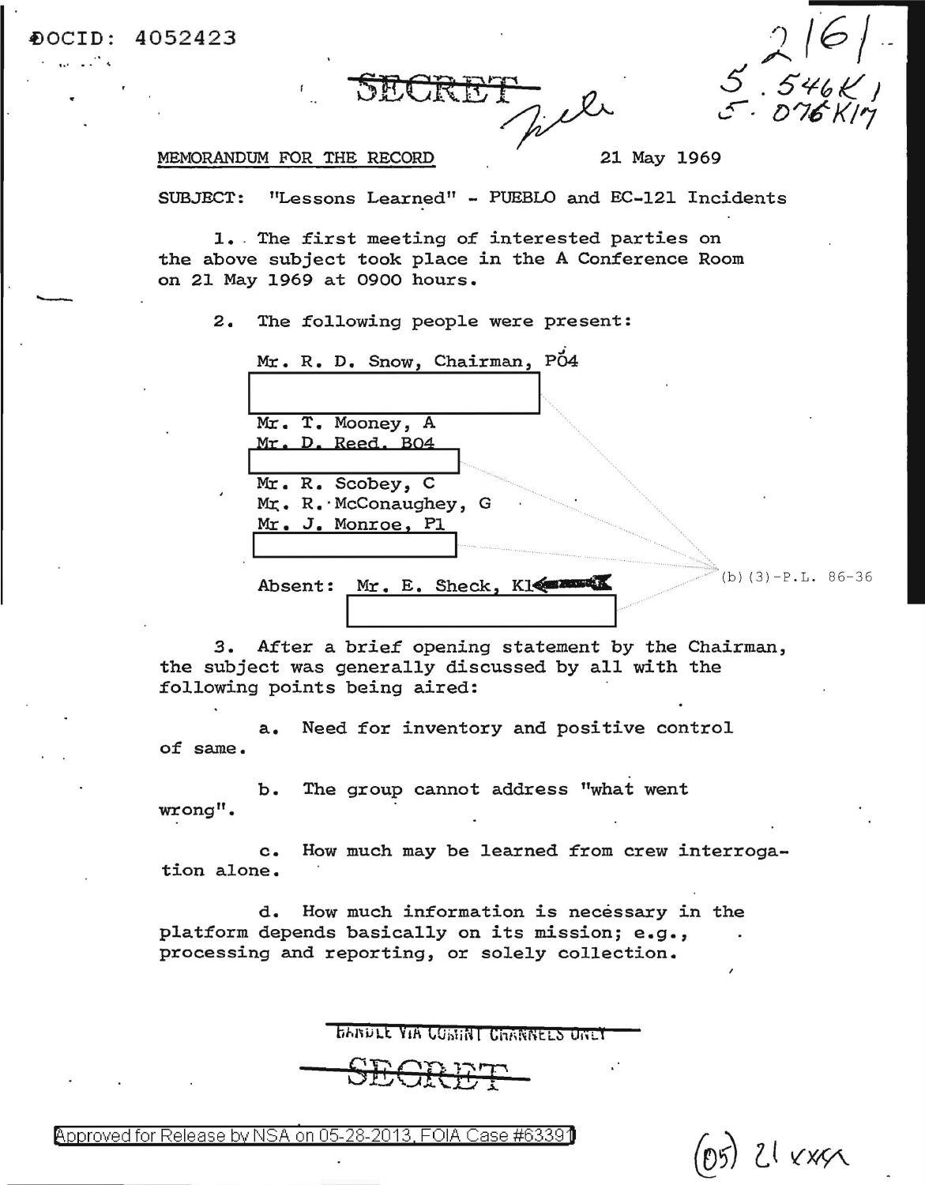DOCID: 4052423

SECRET

MEMORANDUM FOR THE RECORD 21 May 1969

SUBJECT: "Lessons Learned" - PUEBLO and EC-121 Incidents

1. The first meeting of interested parties on the above subject took place in the A Conference Room on 21 May 1969 at 0900 hours.

2. The following people were present:

Mr. R. D. Snow, Chairman, P04

[redacted]

Mr. T. Mooney, A

Mr. D. Reed, B04

[redacted]

Mr. R. Scobey, C

Mr. R. McConaughey, G

Mr. J. Monroe, P1

[redacted]

Absent: Mr. E. Sheck, K1

[redacted]

(b)(3)-P.L. 86-36

3. After a brief opening statement by the Chairman, the subject was generally discussed by all with the following points being aired:

a. Need for inventory and positive control of same.

b. The group cannot address "what went wrong".

c. How much may be learned from crew interrogation alone.

d. How much information is necessary in the platform depends basically on its mission; e.g., processing and reporting, or solely collection.

HANDLE VIA COMINT CHANNELS ONLY

SECRET

Approved for Release by NSA on 05-28-2013, FOIA Case #63391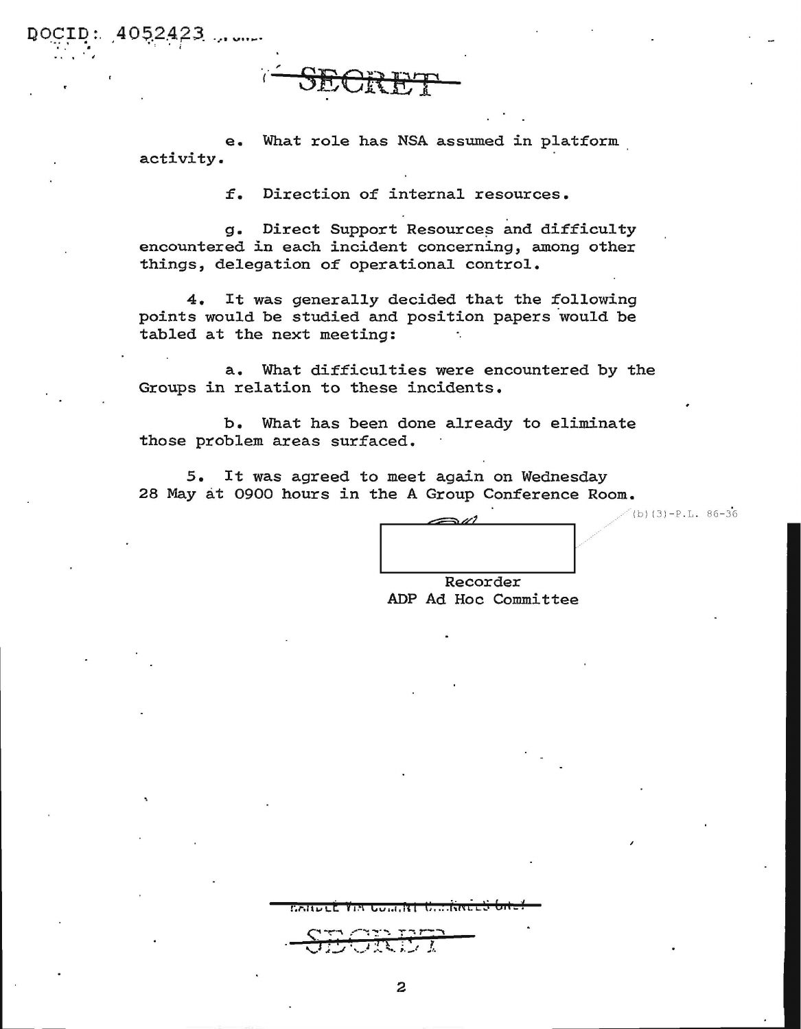SECRET

e. What role has NSA assumed in platform activity.

f. Direction of internal resources.

g. Direct Support Resources and difficulty encountered in each incident concerning, among other things, delegation of operational control.

4. It was generally decided that the following points would be studied and position papers would be tabled at the next meeting:

a. What difficulties were encountered by the Groups in relation to these incidents.

b. What has been done already to eliminate those problem areas surfaced.

5. It was agreed to meet again on Wednesday 28 May at 0900 hours in the A Group Conference Room.

(b)(3)-P.L. 86-36

Recorder
ADP Ad Hoc Committee

HANDLE VIA COMINT CHANNELS ONLY

SECRET